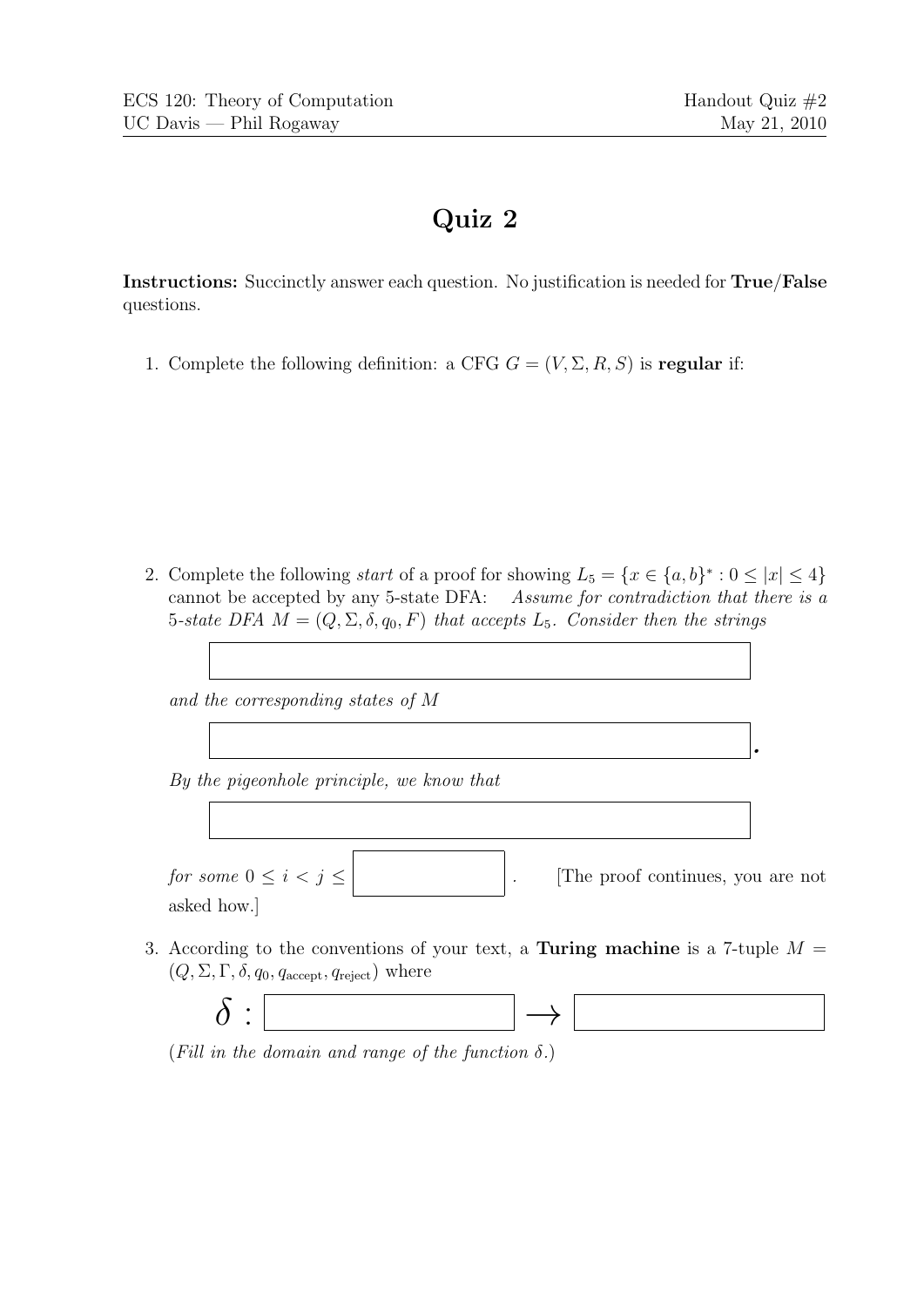# Quiz 2

**Instructions:** Succinctly answer each question. No justification is needed for **True**/**False** questions.

1. Complete the following definition: a CFG $G = (V, \Sigma, R, S)$ is **regular** if:

2. Complete the following *start* of a proof for showing $L_5 = \{x \in \{a, b\}^* : 0 \leq |x| \leq 4\}$ cannot be accepted by any 5-state DFA: *Assume for contradiction that there is a 5-state DFA $M = (Q, \Sigma, \delta, q_0, F)$ that accepts $L_5$. Consider then the strings*

   *and the corresponding states of M*

   *By the pigeonhole principle, we know that*

   *for some $0 \leq i < j \leq$* . [The proof continues, you are not asked how.]

3. According to the conventions of your text, a **Turing machine** is a 7-tuple $M = (Q, \Sigma, \Gamma, \delta, q_0, q_{\text{accept}}, q_{\text{reject}})$ where

   $\delta :$ $\longrightarrow$

   (*Fill in the domain and range of the function $\delta$.*)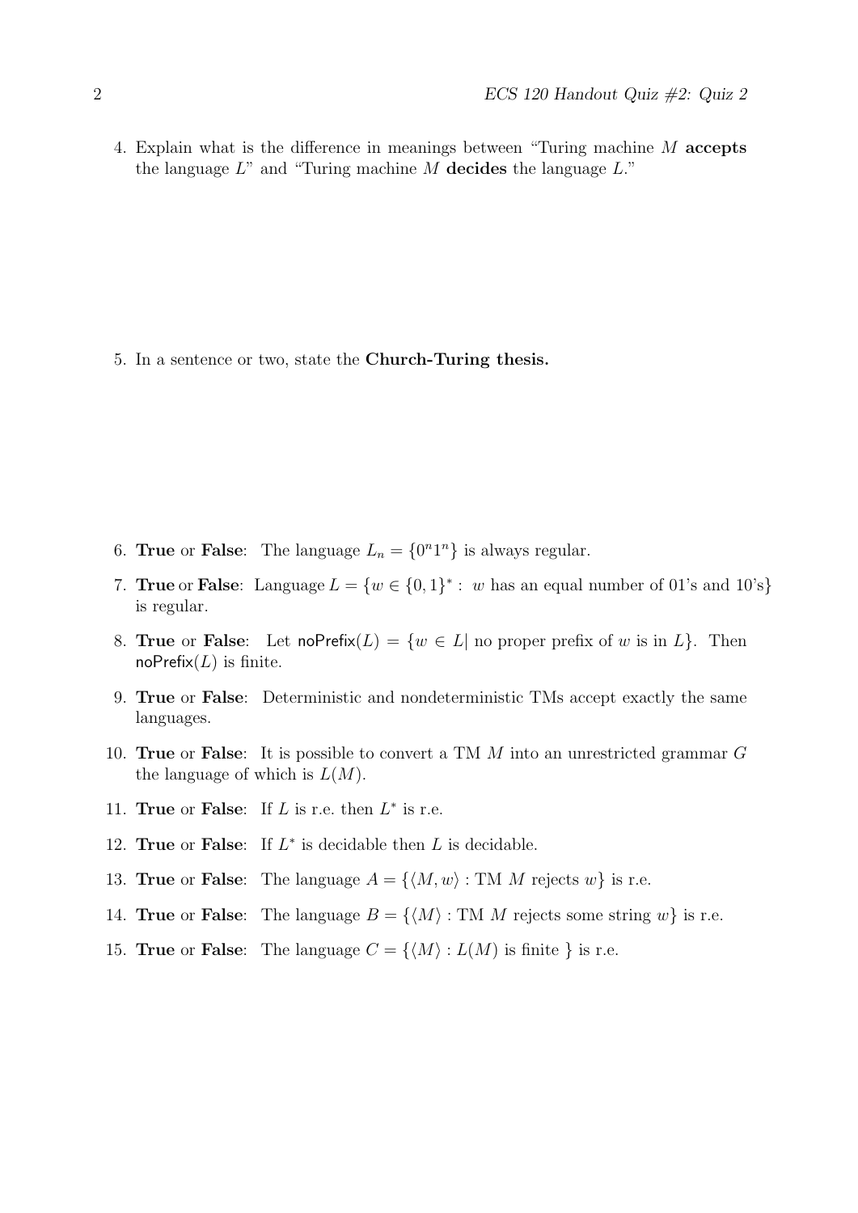4. Explain what is the difference in meanings between "Turing machine $M$ **accepts** the language $L$" and "Turing machine $M$ **decides** the language $L$."

5. In a sentence or two, state the **Church-Turing thesis.**

6. **True** or **False**: The language $L_n = \{0^n 1^n\}$ is always regular.

7. **True** or **False**: Language $L = \{w \in \{0,1\}^* : w$ has an equal number of 01's and 10's$\}$ is regular.

8. **True** or **False**: Let $\mathsf{noPrefix}(L) = \{w \in L |$ no proper prefix of $w$ is in $L\}$. Then $\mathsf{noPrefix}(L)$ is finite.

9. **True** or **False**: Deterministic and nondeterministic TMs accept exactly the same languages.

10. **True** or **False**: It is possible to convert a TM $M$ into an unrestricted grammar $G$ the language of which is $L(M)$.

11. **True** or **False**: If $L$ is r.e. then $L^*$ is r.e.

12. **True** or **False**: If $L^*$ is decidable then $L$ is decidable.

13. **True** or **False**: The language $A = \{\langle M, w\rangle : \text{TM } M \text{ rejects } w\}$ is r.e.

14. **True** or **False**: The language $B = \{\langle M\rangle : \text{TM } M \text{ rejects some string } w\}$ is r.e.

15. **True** or **False**: The language $C = \{\langle M\rangle : L(M) \text{ is finite }\}$ is r.e.